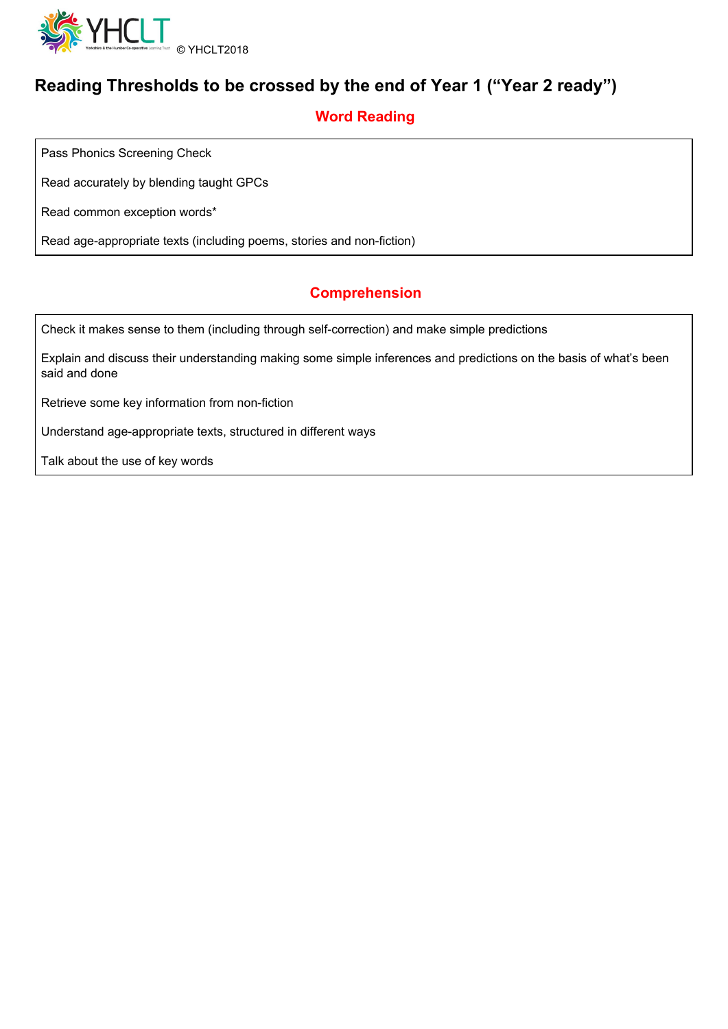© YHCLT2018

# Reading Thresholds to be crossed by the end of Year 1 (“Year 2 ready”)

## Word Reading

Pass Phonics Screening Check

Read accurately by blending taught GPCs

Read common exception words*

Read age-appropriate texts (including poems, stories and non-fiction)

## Comprehension

Check it makes sense to them (including through self-correction) and make simple predictions

Explain and discuss their understanding making some simple inferences and predictions on the basis of what’s been said and done

Retrieve some key information from non-fiction

Understand age-appropriate texts, structured in different ways

Talk about the use of key words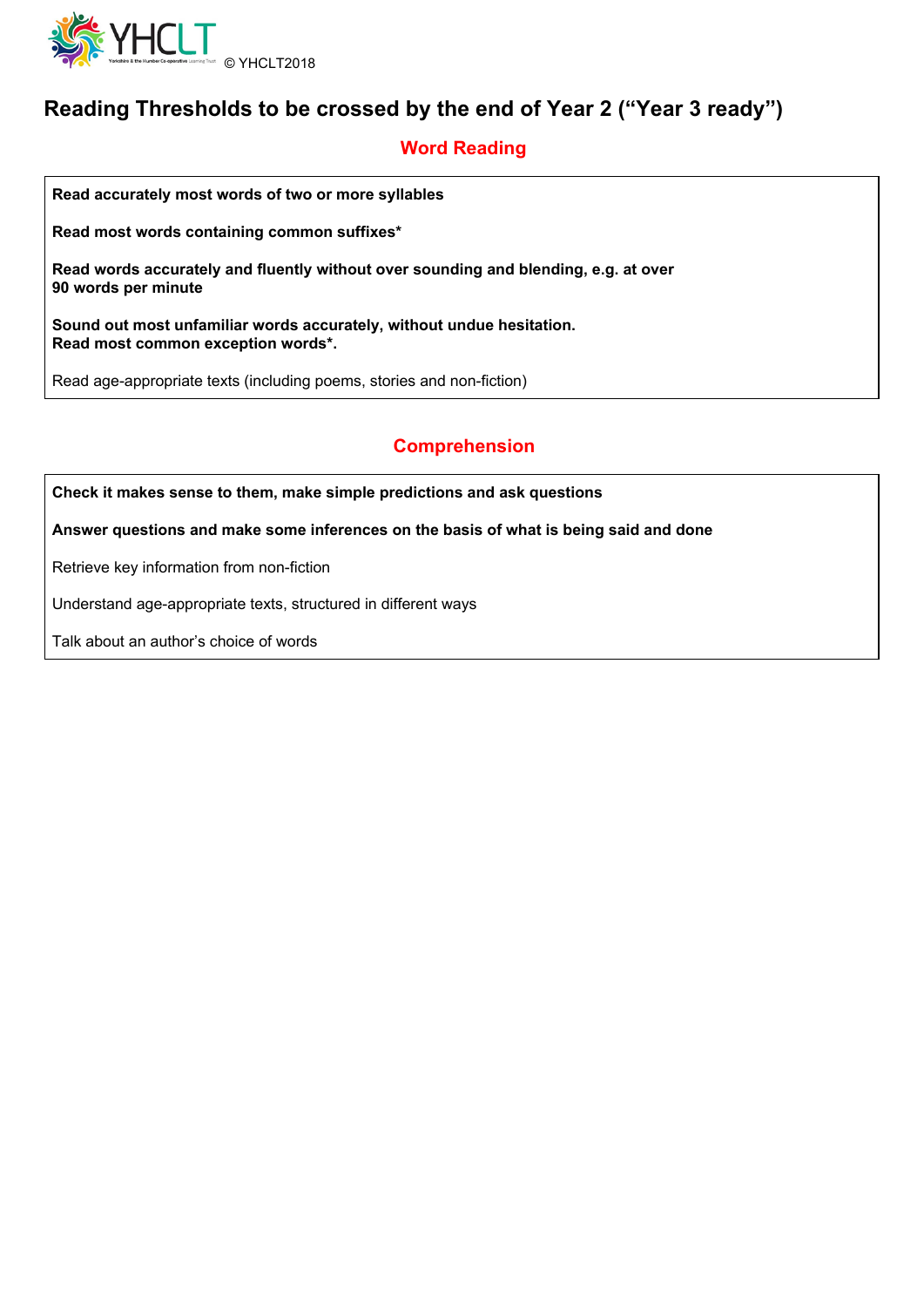© YHCLT2018

# Reading Thresholds to be crossed by the end of Year 2 ("Year 3 ready")

## Word Reading

**Read accurately most words of two or more syllables**

**Read most words containing common suffixes***

**Read words accurately and fluently without over sounding and blending, e.g. at over 90 words per minute**

**Sound out most unfamiliar words accurately, without undue hesitation.**
**Read most common exception words*.**

Read age-appropriate texts (including poems, stories and non-fiction)

## Comprehension

**Check it makes sense to them, make simple predictions and ask questions**

**Answer questions and make some inferences on the basis of what is being said and done**

Retrieve key information from non-fiction

Understand age-appropriate texts, structured in different ways

Talk about an author's choice of words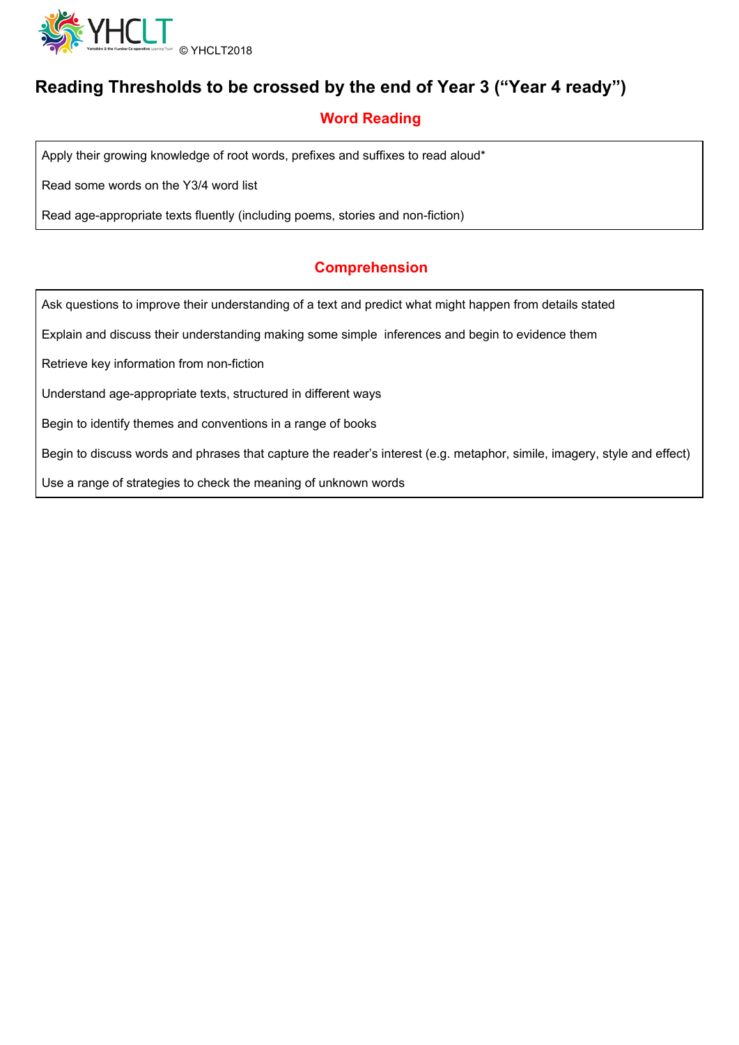© YHCLT2018

# Reading Thresholds to be crossed by the end of Year 3 (“Year 4 ready”)

## Word Reading

- Apply their growing knowledge of root words, prefixes and suffixes to read aloud*
- Read some words on the Y3/4 word list
- Read age-appropriate texts fluently (including poems, stories and non-fiction)

## Comprehension

- Ask questions to improve their understanding of a text and predict what might happen from details stated
- Explain and discuss their understanding making some simple inferences and begin to evidence them
- Retrieve key information from non-fiction
- Understand age-appropriate texts, structured in different ways
- Begin to identify themes and conventions in a range of books
- Begin to discuss words and phrases that capture the reader’s interest (e.g. metaphor, simile, imagery, style and effect)
- Use a range of strategies to check the meaning of unknown words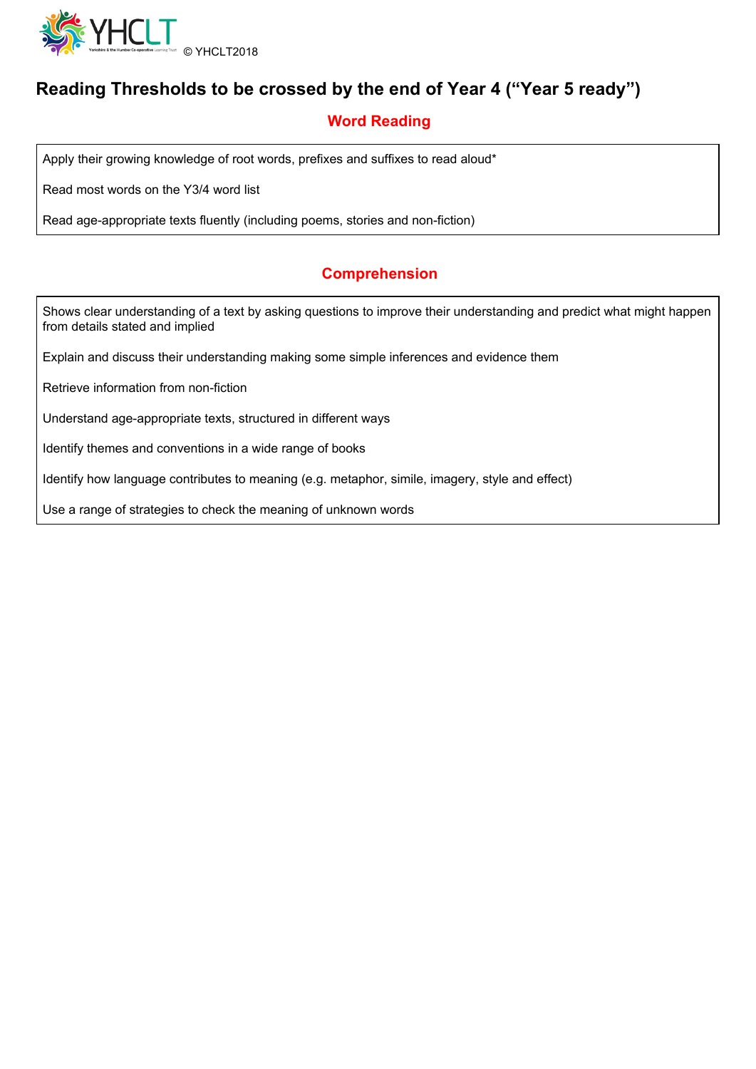© YHCLT2018

# Reading Thresholds to be crossed by the end of Year 4 (“Year 5 ready”)

## Word Reading

Apply their growing knowledge of root words, prefixes and suffixes to read aloud*

Read most words on the Y3/4 word list

Read age-appropriate texts fluently (including poems, stories and non-fiction)

## Comprehension

Shows clear understanding of a text by asking questions to improve their understanding and predict what might happen from details stated and implied

Explain and discuss their understanding making some simple inferences and evidence them

Retrieve information from non-fiction

Understand age-appropriate texts, structured in different ways

Identify themes and conventions in a wide range of books

Identify how language contributes to meaning (e.g. metaphor, simile, imagery, style and effect)

Use a range of strategies to check the meaning of unknown words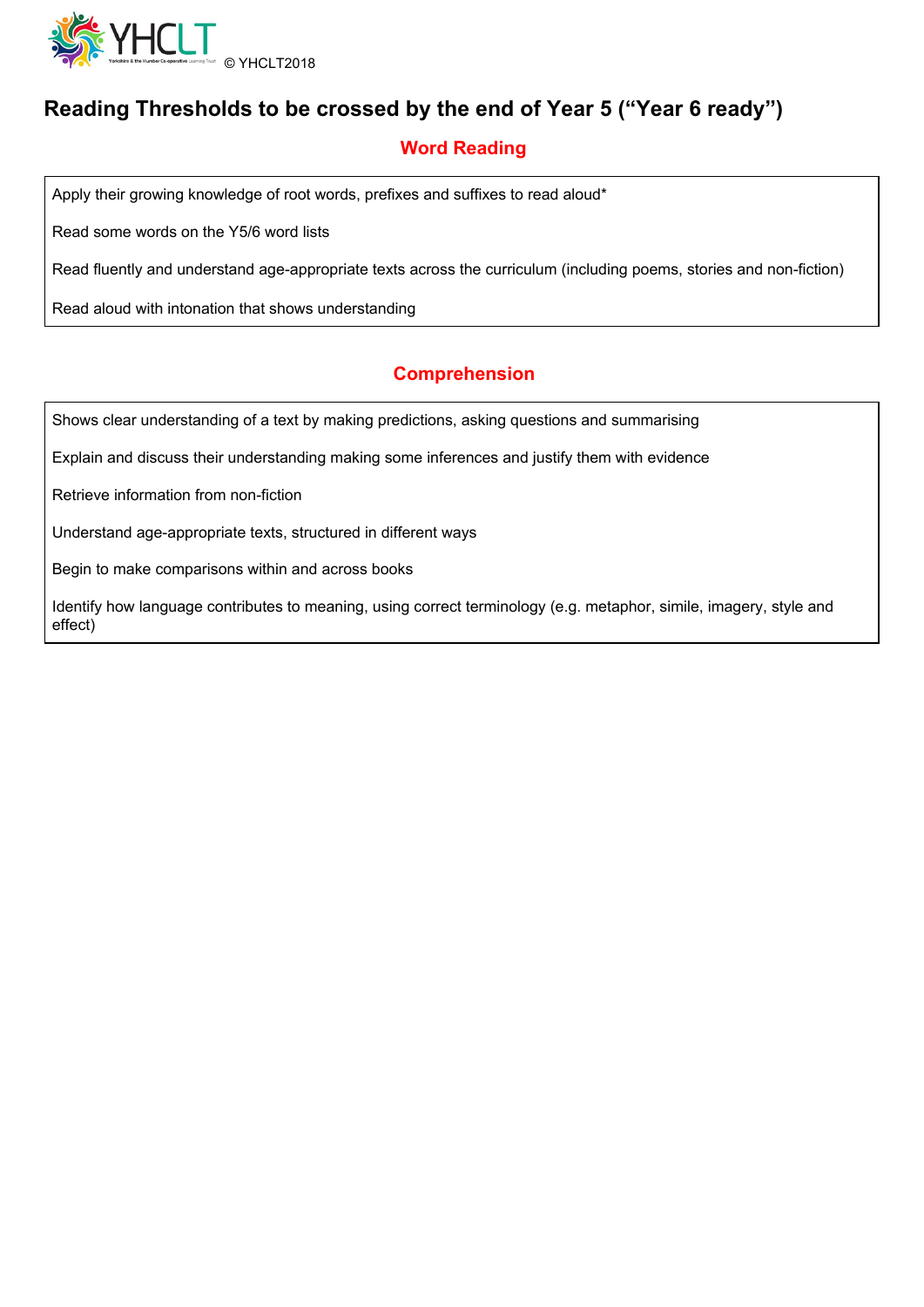© YHCLT2018

# Reading Thresholds to be crossed by the end of Year 5 ("Year 6 ready")

## Word Reading

Apply their growing knowledge of root words, prefixes and suffixes to read aloud*

Read some words on the Y5/6 word lists

Read fluently and understand age-appropriate texts across the curriculum (including poems, stories and non-fiction)

Read aloud with intonation that shows understanding

## Comprehension

Shows clear understanding of a text by making predictions, asking questions and summarising

Explain and discuss their understanding making some inferences and justify them with evidence

Retrieve information from non-fiction

Understand age-appropriate texts, structured in different ways

Begin to make comparisons within and across books

Identify how language contributes to meaning, using correct terminology (e.g. metaphor, simile, imagery, style and effect)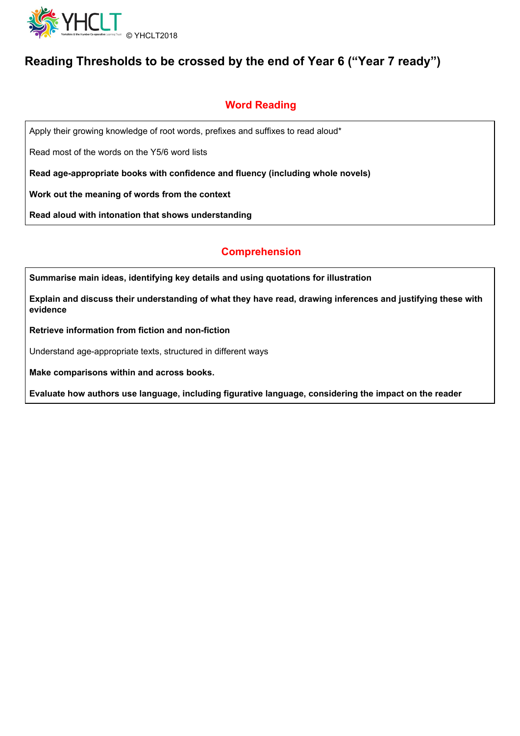© YHCLT2018

# Reading Thresholds to be crossed by the end of Year 6 (“Year 7 ready”)

## Word Reading

Apply their growing knowledge of root words, prefixes and suffixes to read aloud*

Read most of the words on the Y5/6 word lists

**Read age-appropriate books with confidence and fluency (including whole novels)**

**Work out the meaning of words from the context**

**Read aloud with intonation that shows understanding**

## Comprehension

**Summarise main ideas, identifying key details and using quotations for illustration**

**Explain and discuss their understanding of what they have read, drawing inferences and justifying these with evidence**

**Retrieve information from fiction and non-fiction**

Understand age-appropriate texts, structured in different ways

**Make comparisons within and across books.**

**Evaluate how authors use language, including figurative language, considering the impact on the reader**